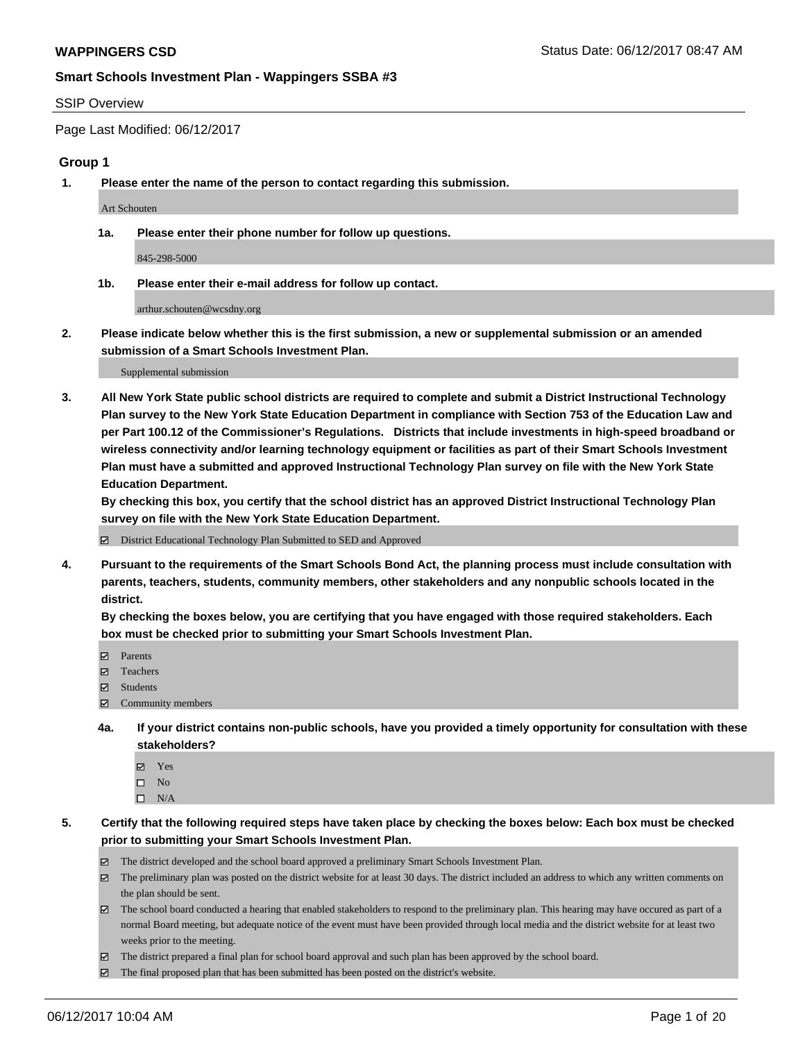**WAPPINGERS CSD** Status Date: 06/12/2017 08:47 AM

**Smart Schools Investment Plan - Wappingers SSBA #3**

SSIP Overview

Page Last Modified: 06/12/2017

## Group 1

**1. Please enter the name of the person to contact regarding this submission.**

Art Schouten

**1a. Please enter their phone number for follow up questions.**

845-298-5000

**1b. Please enter their e-mail address for follow up contact.**

arthur.schouten@wcsdny.org

**2. Please indicate below whether this is the first submission, a new or supplemental submission or an amended submission of a Smart Schools Investment Plan.**

Supplemental submission

**3. All New York State public school districts are required to complete and submit a District Instructional Technology Plan survey to the New York State Education Department in compliance with Section 753 of the Education Law and per Part 100.12 of the Commissioner's Regulations. Districts that include investments in high-speed broadband or wireless connectivity and/or learning technology equipment or facilities as part of their Smart Schools Investment Plan must have a submitted and approved Instructional Technology Plan survey on file with the New York State Education Department.**
**By checking this box, you certify that the school district has an approved District Instructional Technology Plan survey on file with the New York State Education Department.**

- ☑ District Educational Technology Plan Submitted to SED and Approved

**4. Pursuant to the requirements of the Smart Schools Bond Act, the planning process must include consultation with parents, teachers, students, community members, other stakeholders and any nonpublic schools located in the district.**
**By checking the boxes below, you are certifying that you have engaged with those required stakeholders. Each box must be checked prior to submitting your Smart Schools Investment Plan.**

- ☑ Parents
- ☑ Teachers
- ☑ Students
- ☑ Community members

**4a. If your district contains non-public schools, have you provided a timely opportunity for consultation with these stakeholders?**

- ☑ Yes
- ☐ No
- ☐ N/A

**5. Certify that the following required steps have taken place by checking the boxes below: Each box must be checked prior to submitting your Smart Schools Investment Plan.**

- ☑ The district developed and the school board approved a preliminary Smart Schools Investment Plan.
- ☑ The preliminary plan was posted on the district website for at least 30 days. The district included an address to which any written comments on the plan should be sent.
- ☑ The school board conducted a hearing that enabled stakeholders to respond to the preliminary plan. This hearing may have occured as part of a normal Board meeting, but adequate notice of the event must have been provided through local media and the district website for at least two weeks prior to the meeting.
- ☑ The district prepared a final plan for school board approval and such plan has been approved by the school board.
- ☑ The final proposed plan that has been submitted has been posted on the district's website.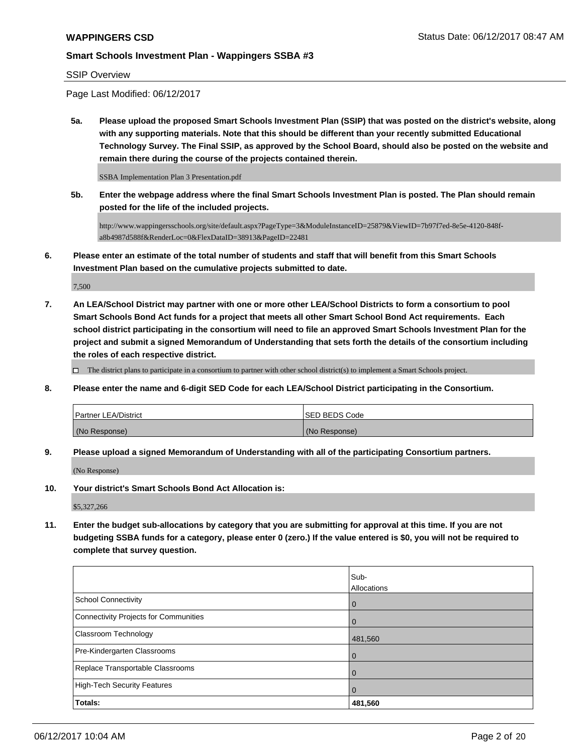**WAPPINGERS CSD** Status Date: 06/12/2017 08:47 AM

**Smart Schools Investment Plan - Wappingers SSBA #3**

SSIP Overview

Page Last Modified: 06/12/2017

**5a. Please upload the proposed Smart Schools Investment Plan (SSIP) that was posted on the district's website, along with any supporting materials. Note that this should be different than your recently submitted Educational Technology Survey. The Final SSIP, as approved by the School Board, should also be posted on the website and remain there during the course of the projects contained therein.**

SSBA Implementation Plan 3 Presentation.pdf

**5b. Enter the webpage address where the final Smart Schools Investment Plan is posted. The Plan should remain posted for the life of the included projects.**

http://www.wappingersschools.org/site/default.aspx?PageType=3&ModuleInstanceID=25879&ViewID=7b97f7ed-8e5e-4120-848f-a8b4987d588f&RenderLoc=0&FlexDataID=38913&PageID=22481

**6. Please enter an estimate of the total number of students and staff that will benefit from this Smart Schools Investment Plan based on the cumulative projects submitted to date.**

7,500

**7. An LEA/School District may partner with one or more other LEA/School Districts to form a consortium to pool Smart Schools Bond Act funds for a project that meets all other Smart School Bond Act requirements. Each school district participating in the consortium will need to file an approved Smart Schools Investment Plan for the project and submit a signed Memorandum of Understanding that sets forth the details of the consortium including the roles of each respective district.**

☐ The district plans to participate in a consortium to partner with other school district(s) to implement a Smart Schools project.

**8. Please enter the name and 6-digit SED Code for each LEA/School District participating in the Consortium.**

| Partner LEA/District | SED BEDS Code |
|---|---|
| (No Response) | (No Response) |

**9. Please upload a signed Memorandum of Understanding with all of the participating Consortium partners.**

(No Response)

**10. Your district's Smart Schools Bond Act Allocation is:**

$5,327,266

**11. Enter the budget sub-allocations by category that you are submitting for approval at this time. If you are not budgeting SSBA funds for a category, please enter 0 (zero.) If the value entered is $0, you will not be required to complete that survey question.**

| | Sub-Allocations |
|---|---|
| School Connectivity | 0 |
| Connectivity Projects for Communities | 0 |
| Classroom Technology | 481,560 |
| Pre-Kindergarten Classrooms | 0 |
| Replace Transportable Classrooms | 0 |
| High-Tech Security Features | 0 |
| **Totals:** | **481,560** |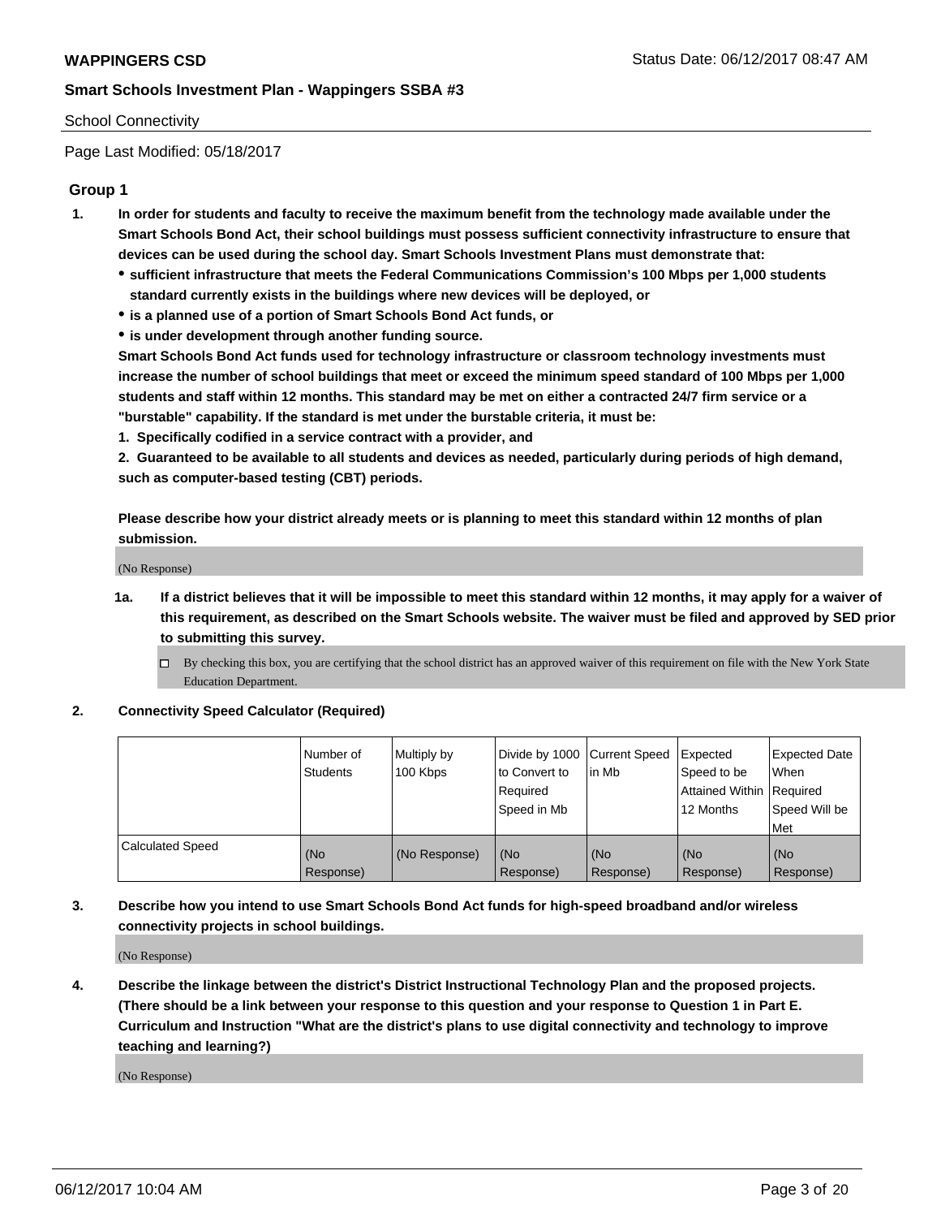School Connectivity

Page Last Modified: 05/18/2017

## Group 1

1. **In order for students and faculty to receive the maximum benefit from the technology made available under the Smart Schools Bond Act, their school buildings must possess sufficient connectivity infrastructure to ensure that devices can be used during the school day. Smart Schools Investment Plans must demonstrate that:**
   - **sufficient infrastructure that meets the Federal Communications Commission's 100 Mbps per 1,000 students standard currently exists in the buildings where new devices will be deployed, or**
   - **is a planned use of a portion of Smart Schools Bond Act funds, or**
   - **is under development through another funding source.**

   **Smart Schools Bond Act funds used for technology infrastructure or classroom technology investments must increase the number of school buildings that meet or exceed the minimum speed standard of 100 Mbps per 1,000 students and staff within 12 months. This standard may be met on either a contracted 24/7 firm service or a "burstable" capability. If the standard is met under the burstable criteria, it must be:**

   **1. Specifically codified in a service contract with a provider, and**

   **2. Guaranteed to be available to all students and devices as needed, particularly during periods of high demand, such as computer-based testing (CBT) periods.**

   **Please describe how your district already meets or is planning to meet this standard within 12 months of plan submission.**

   (No Response)

   1a. **If a district believes that it will be impossible to meet this standard within 12 months, it may apply for a waiver of this requirement, as described on the Smart Schools website. The waiver must be filed and approved by SED prior to submitting this survey.**

   - [ ] By checking this box, you are certifying that the school district has an approved waiver of this requirement on file with the New York State Education Department.

2. **Connectivity Speed Calculator (Required)**

| | Number of Students | Multiply by 100 Kbps | Divide by 1000 to Convert to Required Speed in Mb | Current Speed in Mb | Expected Speed to be Attained Within 12 Months | Expected Date When Required Speed Will be Met |
|---|---|---|---|---|---|---|
| Calculated Speed | (No Response) | (No Response) | (No Response) | (No Response) | (No Response) | (No Response) |

3. **Describe how you intend to use Smart Schools Bond Act funds for high-speed broadband and/or wireless connectivity projects in school buildings.**

   (No Response)

4. **Describe the linkage between the district's District Instructional Technology Plan and the proposed projects. (There should be a link between your response to this question and your response to Question 1 in Part E. Curriculum and Instruction "What are the district's plans to use digital connectivity and technology to improve teaching and learning?)**

   (No Response)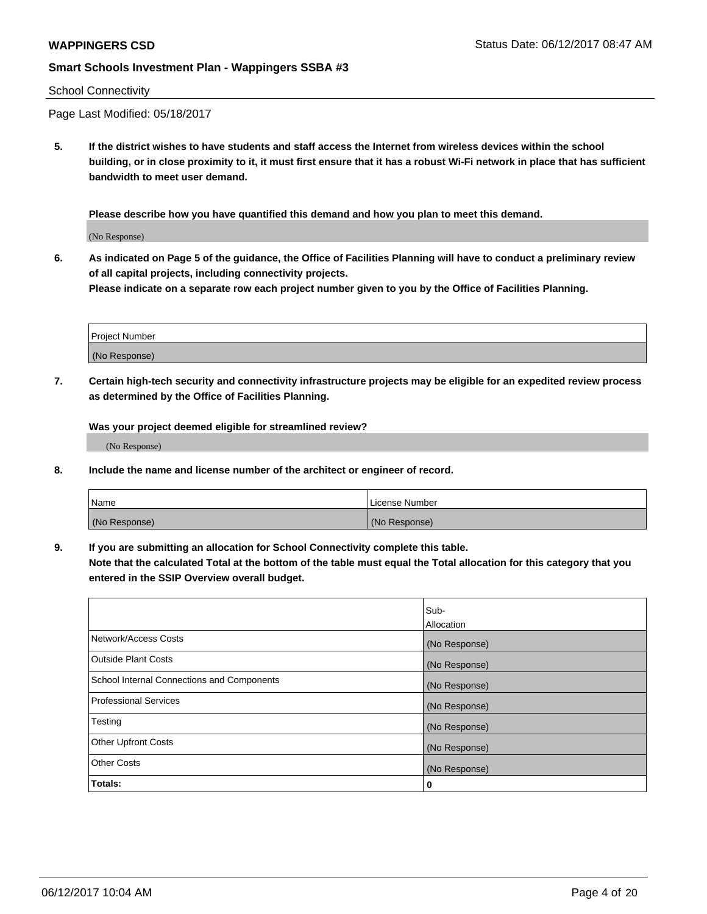**WAPPINGERS CSD** Status Date: 06/12/2017 08:47 AM

**Smart Schools Investment Plan - Wappingers SSBA #3**

School Connectivity

Page Last Modified: 05/18/2017

**5. If the district wishes to have students and staff access the Internet from wireless devices within the school building, or in close proximity to it, it must first ensure that it has a robust Wi-Fi network in place that has sufficient bandwidth to meet user demand.**

**Please describe how you have quantified this demand and how you plan to meet this demand.**

(No Response)

**6. As indicated on Page 5 of the guidance, the Office of Facilities Planning will have to conduct a preliminary review of all capital projects, including connectivity projects.**
**Please indicate on a separate row each project number given to you by the Office of Facilities Planning.**

| Project Number |
| --- |
| (No Response) |

**7. Certain high-tech security and connectivity infrastructure projects may be eligible for an expedited review process as determined by the Office of Facilities Planning.**

**Was your project deemed eligible for streamlined review?**

(No Response)

**8. Include the name and license number of the architect or engineer of record.**

| Name | License Number |
| --- | --- |
| (No Response) | (No Response) |

**9. If you are submitting an allocation for School Connectivity complete this table.**
**Note that the calculated Total at the bottom of the table must equal the Total allocation for this category that you entered in the SSIP Overview overall budget.**

| | Sub-Allocation |
| --- | --- |
| Network/Access Costs | (No Response) |
| Outside Plant Costs | (No Response) |
| School Internal Connections and Components | (No Response) |
| Professional Services | (No Response) |
| Testing | (No Response) |
| Other Upfront Costs | (No Response) |
| Other Costs | (No Response) |
| **Totals:** | **0** |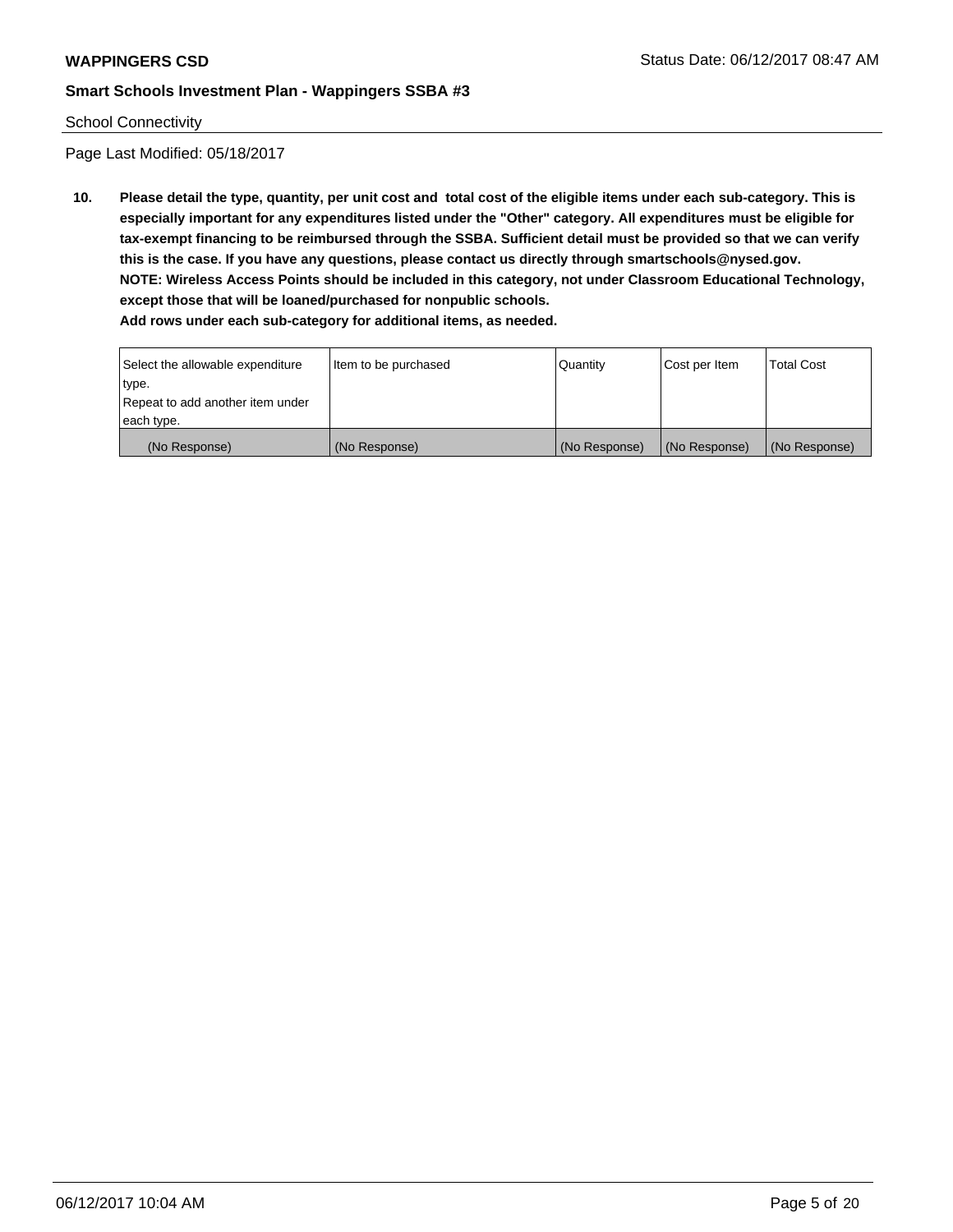School Connectivity

Page Last Modified: 05/18/2017

**10. Please detail the type, quantity, per unit cost and total cost of the eligible items under each sub-category. This is especially important for any expenditures listed under the "Other" category. All expenditures must be eligible for tax-exempt financing to be reimbursed through the SSBA. Sufficient detail must be provided so that we can verify this is the case. If you have any questions, please contact us directly through smartschools@nysed.gov.**
**NOTE: Wireless Access Points should be included in this category, not under Classroom Educational Technology, except those that will be loaned/purchased for nonpublic schools.**
**Add rows under each sub-category for additional items, as needed.**

| Select the allowable expenditure type. Repeat to add another item under each type. | Item to be purchased | Quantity | Cost per Item | Total Cost |
|---|---|---|---|---|
| (No Response) | (No Response) | (No Response) | (No Response) | (No Response) |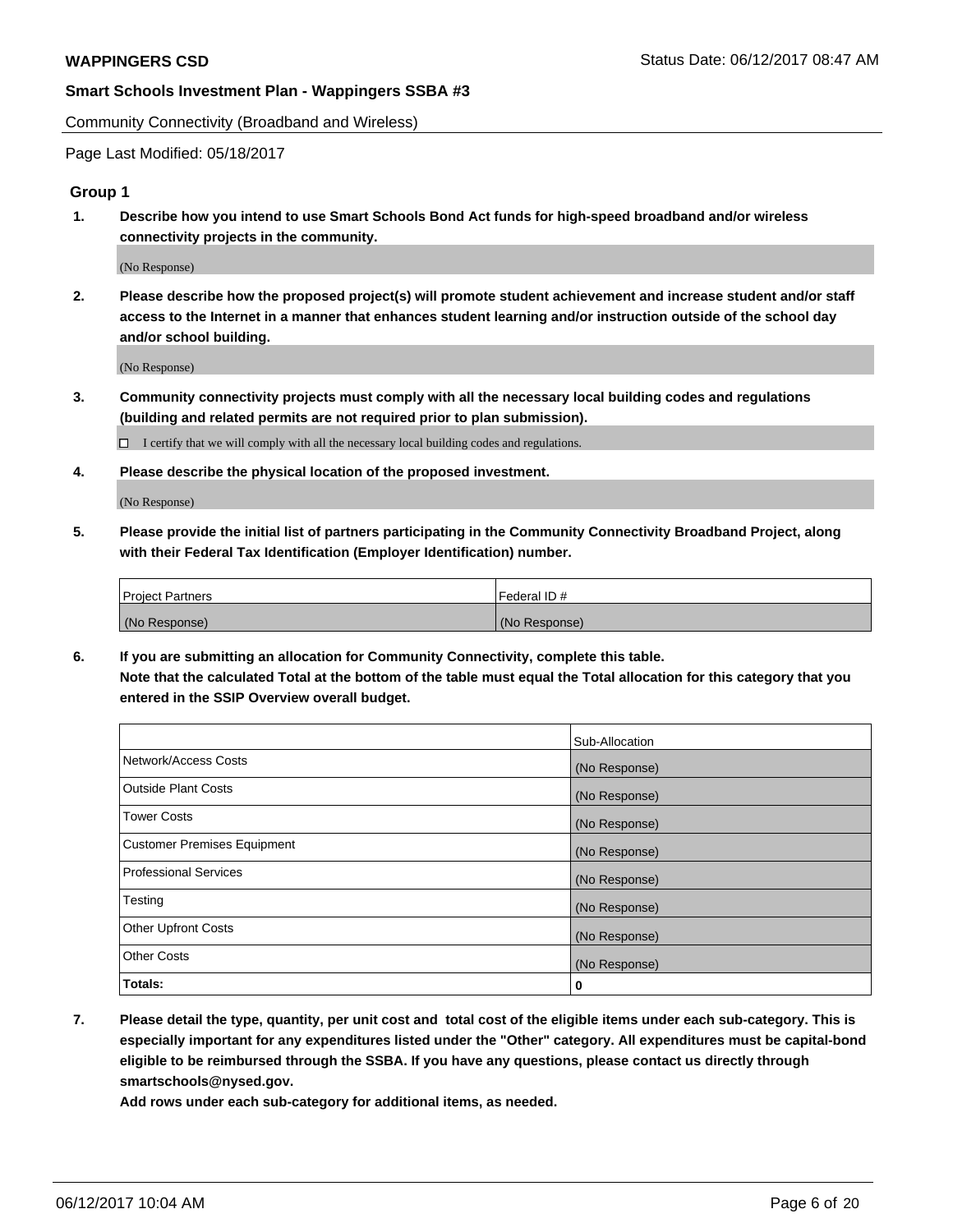WAPPINGERS CSD

Status Date: 06/12/2017 08:47 AM

**Smart Schools Investment Plan - Wappingers SSBA #3**

Community Connectivity (Broadband and Wireless)

Page Last Modified: 05/18/2017

### Group 1

1. **Describe how you intend to use Smart Schools Bond Act funds for high-speed broadband and/or wireless connectivity projects in the community.**

   (No Response)

2. **Please describe how the proposed project(s) will promote student achievement and increase student and/or staff access to the Internet in a manner that enhances student learning and/or instruction outside of the school day and/or school building.**

   (No Response)

3. **Community connectivity projects must comply with all the necessary local building codes and regulations (building and related permits are not required prior to plan submission).**

   ☐ I certify that we will comply with all the necessary local building codes and regulations.

4. **Please describe the physical location of the proposed investment.**

   (No Response)

5. **Please provide the initial list of partners participating in the Community Connectivity Broadband Project, along with their Federal Tax Identification (Employer Identification) number.**

| Project Partners | Federal ID # |
|---|---|
| (No Response) | (No Response) |

6. **If you are submitting an allocation for Community Connectivity, complete this table.**
   **Note that the calculated Total at the bottom of the table must equal the Total allocation for this category that you entered in the SSIP Overview overall budget.**

| | Sub-Allocation |
|---|---|
| Network/Access Costs | (No Response) |
| Outside Plant Costs | (No Response) |
| Tower Costs | (No Response) |
| Customer Premises Equipment | (No Response) |
| Professional Services | (No Response) |
| Testing | (No Response) |
| Other Upfront Costs | (No Response) |
| Other Costs | (No Response) |
| **Totals:** | **0** |

7. **Please detail the type, quantity, per unit cost and total cost of the eligible items under each sub-category. This is especially important for any expenditures listed under the "Other" category. All expenditures must be capital-bond eligible to be reimbursed through the SSBA. If you have any questions, please contact us directly through smartschools@nysed.gov.**
   **Add rows under each sub-category for additional items, as needed.**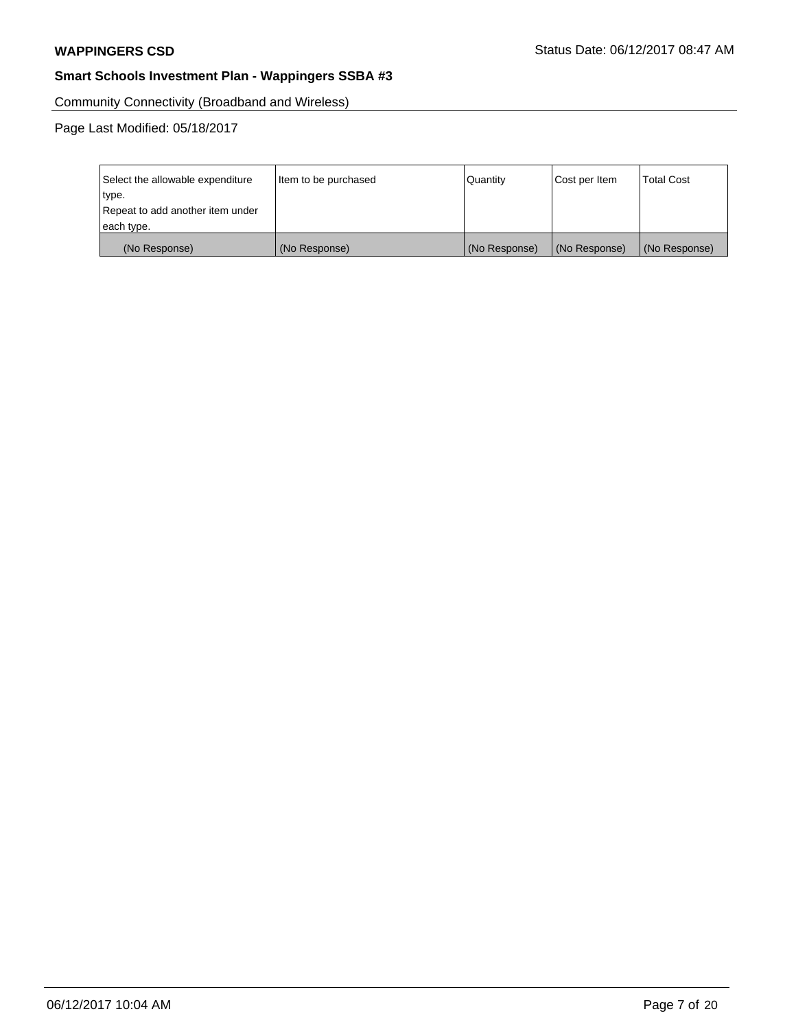**WAPPINGERS CSD**

**Smart Schools Investment Plan - Wappingers SSBA #3**

Community Connectivity (Broadband and Wireless)

Page Last Modified: 05/18/2017

| Select the allowable expenditure type. Repeat to add another item under each type. | Item to be purchased | Quantity | Cost per Item | Total Cost |
|---|---|---|---|---|
| (No Response) | (No Response) | (No Response) | (No Response) | (No Response) |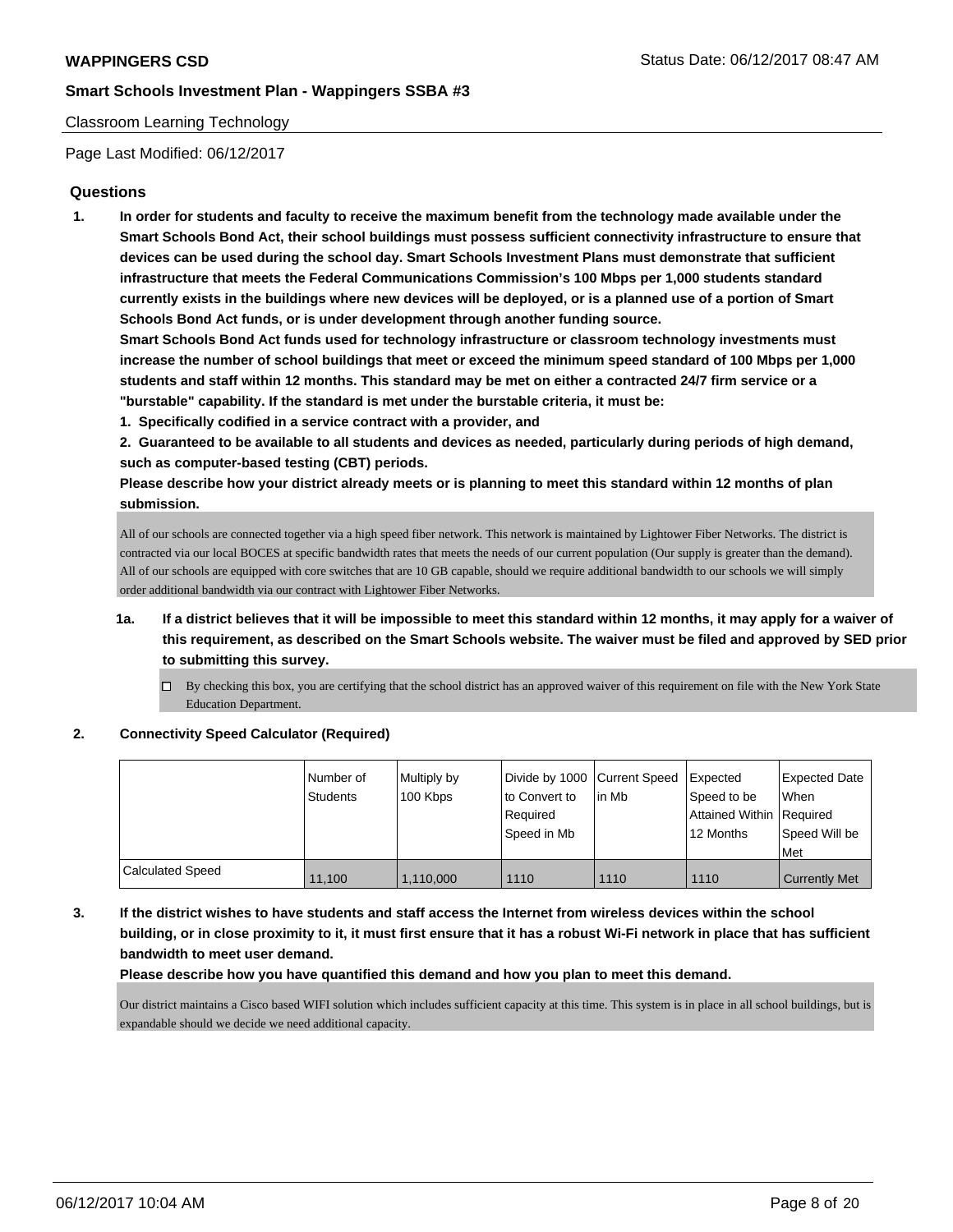Classroom Learning Technology

Page Last Modified: 06/12/2017

## Questions

**1. In order for students and faculty to receive the maximum benefit from the technology made available under the Smart Schools Bond Act, their school buildings must possess sufficient connectivity infrastructure to ensure that devices can be used during the school day. Smart Schools Investment Plans must demonstrate that sufficient infrastructure that meets the Federal Communications Commission's 100 Mbps per 1,000 students standard currently exists in the buildings where new devices will be deployed, or is a planned use of a portion of Smart Schools Bond Act funds, or is under development through another funding source.**

**Smart Schools Bond Act funds used for technology infrastructure or classroom technology investments must increase the number of school buildings that meet or exceed the minimum speed standard of 100 Mbps per 1,000 students and staff within 12 months. This standard may be met on either a contracted 24/7 firm service or a "burstable" capability. If the standard is met under the burstable criteria, it must be:**

**1. Specifically codified in a service contract with a provider, and**

**2. Guaranteed to be available to all students and devices as needed, particularly during periods of high demand, such as computer-based testing (CBT) periods.**

**Please describe how your district already meets or is planning to meet this standard within 12 months of plan submission.**

All of our schools are connected together via a high speed fiber network. This network is maintained by Lightower Fiber Networks. The district is contracted via our local BOCES at specific bandwidth rates that meets the needs of our current population (Our supply is greater than the demand). All of our schools are equipped with core switches that are 10 GB capable, should we require additional bandwidth to our schools we will simply order additional bandwidth via our contract with Lightower Fiber Networks.

**1a. If a district believes that it will be impossible to meet this standard within 12 months, it may apply for a waiver of this requirement, as described on the Smart Schools website. The waiver must be filed and approved by SED prior to submitting this survey.**

- ☐ By checking this box, you are certifying that the school district has an approved waiver of this requirement on file with the New York State Education Department.

**2. Connectivity Speed Calculator (Required)**

| | Number of Students | Multiply by 100 Kbps | Divide by 1000 to Convert to Required Speed in Mb | Current Speed in Mb | Expected Speed to be Attained Within 12 Months | Expected Date When Required Speed Will be Met |
|---|---|---|---|---|---|---|
| Calculated Speed | 11,100 | 1,110,000 | 1110 | 1110 | 1110 | Currently Met |

**3. If the district wishes to have students and staff access the Internet from wireless devices within the school building, or in close proximity to it, it must first ensure that it has a robust Wi-Fi network in place that has sufficient bandwidth to meet user demand.**

**Please describe how you have quantified this demand and how you plan to meet this demand.**

Our district maintains a Cisco based WIFI solution which includes sufficient capacity at this time. This system is in place in all school buildings, but is expandable should we decide we need additional capacity.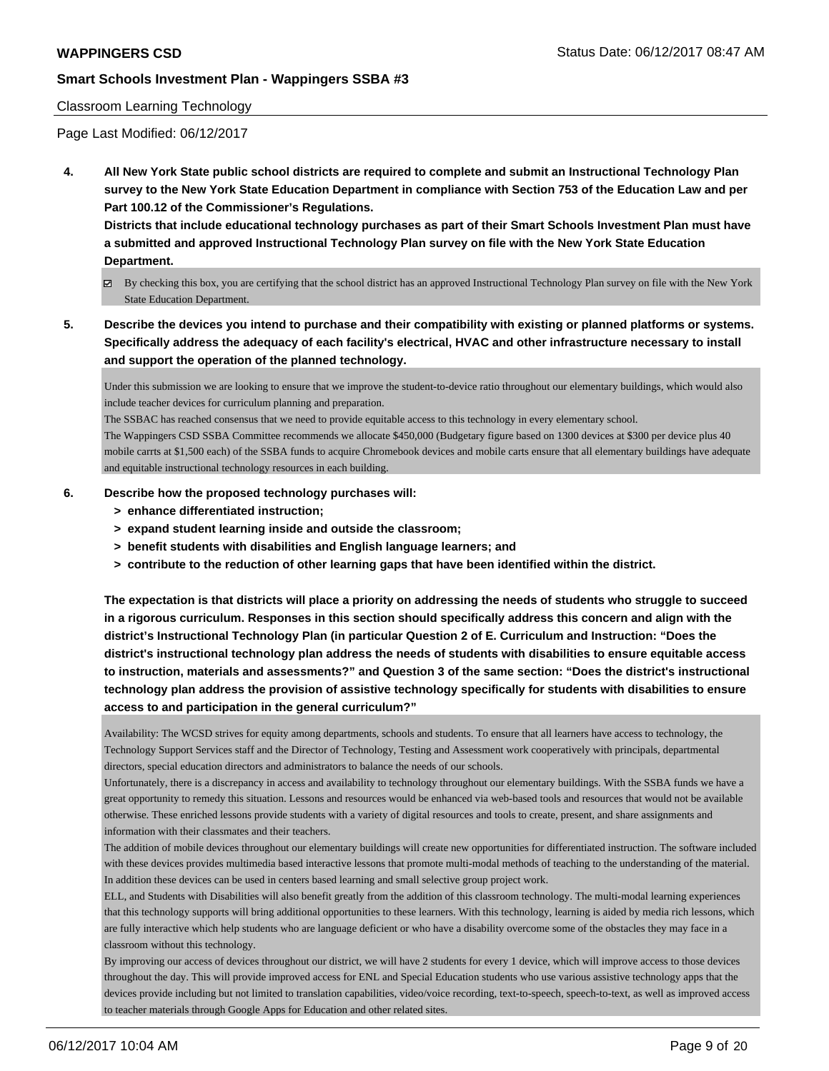Classroom Learning Technology

Page Last Modified: 06/12/2017

**4. All New York State public school districts are required to complete and submit an Instructional Technology Plan survey to the New York State Education Department in compliance with Section 753 of the Education Law and per Part 100.12 of the Commissioner's Regulations.**

**Districts that include educational technology purchases as part of their Smart Schools Investment Plan must have a submitted and approved Instructional Technology Plan survey on file with the New York State Education Department.**

☑ By checking this box, you are certifying that the school district has an approved Instructional Technology Plan survey on file with the New York State Education Department.

**5. Describe the devices you intend to purchase and their compatibility with existing or planned platforms or systems. Specifically address the adequacy of each facility's electrical, HVAC and other infrastructure necessary to install and support the operation of the planned technology.**

Under this submission we are looking to ensure that we improve the student-to-device ratio throughout our elementary buildings, which would also include teacher devices for curriculum planning and preparation.
The SSBAC has reached consensus that we need to provide equitable access to this technology in every elementary school.
The Wappingers CSD SSBA Committee recommends we allocate $450,000 (Budgetary figure based on 1300 devices at $300 per device plus 40 mobile carrts at $1,500 each) of the SSBA funds to acquire Chromebook devices and mobile carts ensure that all elementary buildings have adequate and equitable instructional technology resources in each building.

**6. Describe how the proposed technology purchases will:**
  - **> enhance differentiated instruction;**
  - **> expand student learning inside and outside the classroom;**
  - **> benefit students with disabilities and English language learners; and**
  - **> contribute to the reduction of other learning gaps that have been identified within the district.**

**The expectation is that districts will place a priority on addressing the needs of students who struggle to succeed in a rigorous curriculum. Responses in this section should specifically address this concern and align with the district's Instructional Technology Plan (in particular Question 2 of E. Curriculum and Instruction: "Does the district's instructional technology plan address the needs of students with disabilities to ensure equitable access to instruction, materials and assessments?" and Question 3 of the same section: "Does the district's instructional technology plan address the provision of assistive technology specifically for students with disabilities to ensure access to and participation in the general curriculum?"**

Availability: The WCSD strives for equity among departments, schools and students. To ensure that all learners have access to technology, the Technology Support Services staff and the Director of Technology, Testing and Assessment work cooperatively with principals, departmental directors, special education directors and administrators to balance the needs of our schools.
Unfortunately, there is a discrepancy in access and availability to technology throughout our elementary buildings. With the SSBA funds we have a great opportunity to remedy this situation. Lessons and resources would be enhanced via web-based tools and resources that would not be available otherwise. These enriched lessons provide students with a variety of digital resources and tools to create, present, and share assignments and information with their classmates and their teachers.
The addition of mobile devices throughout our elementary buildings will create new opportunities for differentiated instruction. The software included with these devices provides multimedia based interactive lessons that promote multi-modal methods of teaching to the understanding of the material. In addition these devices can be used in centers based learning and small selective group project work.
ELL, and Students with Disabilities will also benefit greatly from the addition of this classroom technology. The multi-modal learning experiences that this technology supports will bring additional opportunities to these learners. With this technology, learning is aided by media rich lessons, which are fully interactive which help students who are language deficient or who have a disability overcome some of the obstacles they may face in a classroom without this technology.
By improving our access of devices throughout our district, we will have 2 students for every 1 device, which will improve access to those devices throughout the day. This will provide improved access for ENL and Special Education students who use various assistive technology apps that the devices provide including but not limited to translation capabilities, video/voice recording, text-to-speech, speech-to-text, as well as improved access to teacher materials through Google Apps for Education and other related sites.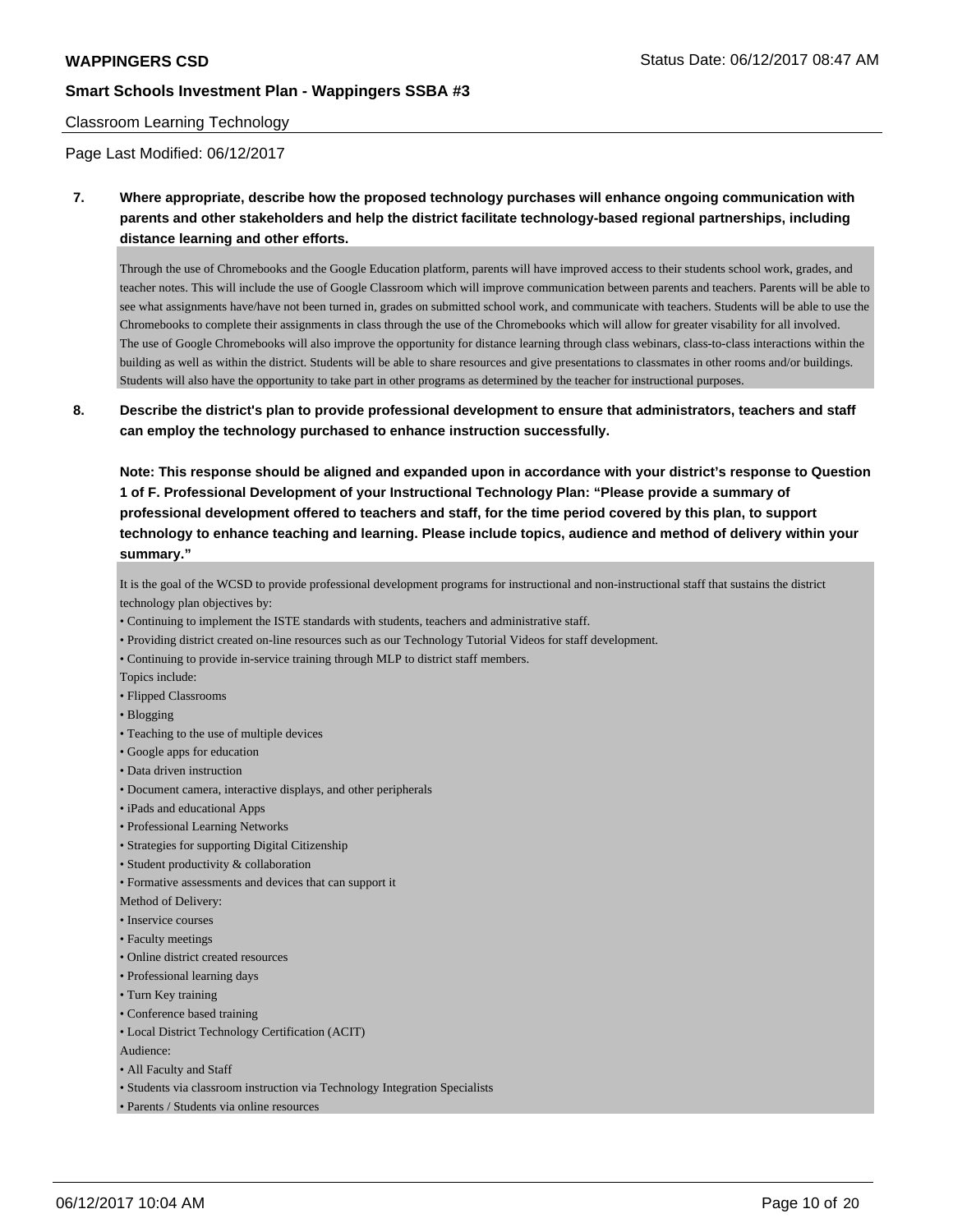Classroom Learning Technology

Page Last Modified: 06/12/2017

**7. Where appropriate, describe how the proposed technology purchases will enhance ongoing communication with parents and other stakeholders and help the district facilitate technology-based regional partnerships, including distance learning and other efforts.**

Through the use of Chromebooks and the Google Education platform, parents will have improved access to their students school work, grades, and teacher notes. This will include the use of Google Classroom which will improve communication between parents and teachers. Parents will be able to see what assignments have/have not been turned in, grades on submitted school work, and communicate with teachers. Students will be able to use the Chromebooks to complete their assignments in class through the use of the Chromebooks which will allow for greater visability for all involved.
The use of Google Chromebooks will also improve the opportunity for distance learning through class webinars, class-to-class interactions within the building as well as within the district. Students will be able to share resources and give presentations to classmates in other rooms and/or buildings. Students will also have the opportunity to take part in other programs as determined by the teacher for instructional purposes.

**8. Describe the district's plan to provide professional development to ensure that administrators, teachers and staff can employ the technology purchased to enhance instruction successfully.**

**Note: This response should be aligned and expanded upon in accordance with your district's response to Question 1 of F. Professional Development of your Instructional Technology Plan: "Please provide a summary of professional development offered to teachers and staff, for the time period covered by this plan, to support technology to enhance teaching and learning. Please include topics, audience and method of delivery within your summary."**

It is the goal of the WCSD to provide professional development programs for instructional and non-instructional staff that sustains the district technology plan objectives by:

- Continuing to implement the ISTE standards with students, teachers and administrative staff.
- Providing district created on-line resources such as our Technology Tutorial Videos for staff development.
- Continuing to provide in-service training through MLP to district staff members.

Topics include:

- Flipped Classrooms
- Blogging
- Teaching to the use of multiple devices
- Google apps for education
- Data driven instruction
- Document camera, interactive displays, and other peripherals
- iPads and educational Apps
- Professional Learning Networks
- Strategies for supporting Digital Citizenship
- Student productivity & collaboration
- Formative assessments and devices that can support it

Method of Delivery:

- Inservice courses
- Faculty meetings
- Online district created resources
- Professional learning days
- Turn Key training
- Conference based training
- Local District Technology Certification (ACIT)

Audience:

- All Faculty and Staff
- Students via classroom instruction via Technology Integration Specialists
- Parents / Students via online resources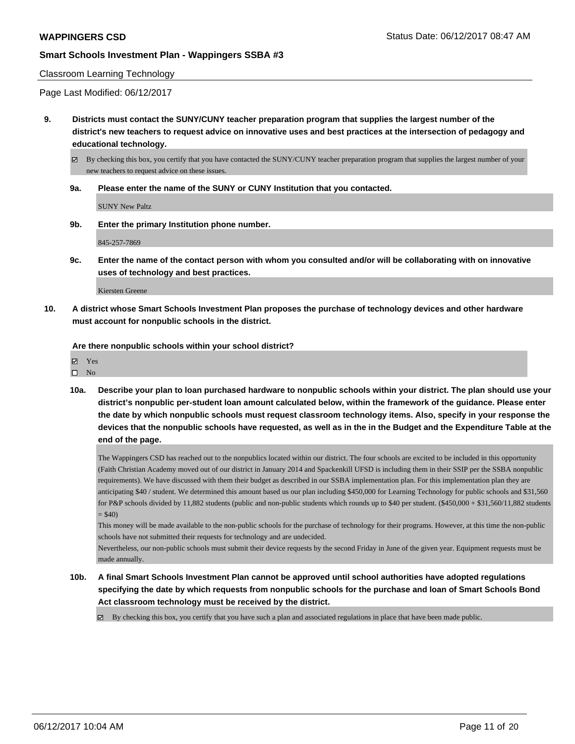**9. Districts must contact the SUNY/CUNY teacher preparation program that supplies the largest number of the district's new teachers to request advice on innovative uses and best practices at the intersection of pedagogy and educational technology.**

☑ By checking this box, you certify that you have contacted the SUNY/CUNY teacher preparation program that supplies the largest number of your new teachers to request advice on these issues.

**9a. Please enter the name of the SUNY or CUNY Institution that you contacted.**

SUNY New Paltz

**9b. Enter the primary Institution phone number.**

845-257-7869

**9c. Enter the name of the contact person with whom you consulted and/or will be collaborating with on innovative uses of technology and best practices.**

Kiersten Greene

**10. A district whose Smart Schools Investment Plan proposes the purchase of technology devices and other hardware must account for nonpublic schools in the district.**

**Are there nonpublic schools within your school district?**

☑ Yes
☐ No

**10a. Describe your plan to loan purchased hardware to nonpublic schools within your district. The plan should use your district's nonpublic per-student loan amount calculated below, within the framework of the guidance. Please enter the date by which nonpublic schools must request classroom technology items. Also, specify in your response the devices that the nonpublic schools have requested, as well as in the in the Budget and the Expenditure Table at the end of the page.**

The Wappingers CSD has reached out to the nonpublics located within our district. The four schools are excited to be included in this opportunity (Faith Christian Academy moved out of our district in January 2014 and Spackenkill UFSD is including them in their SSIP per the SSBA nonpublic requirements). We have discussed with them their budget as described in our SSBA implementation plan. For this implementation plan they are anticipating $40 / student. We determined this amount based us our plan including $450,000 for Learning Technology for public schools and $31,560 for P&P schools divided by 11,882 students (public and non-public students which rounds up to $40 per student. ($450,000 + $31,560/11,882 students = $40)
This money will be made available to the non-public schools for the purchase of technology for their programs. However, at this time the non-public schools have not submitted their requests for technology and are undecided.
Nevertheless, our non-public schools must submit their device requests by the second Friday in June of the given year. Equipment requests must be made annually.

**10b. A final Smart Schools Investment Plan cannot be approved until school authorities have adopted regulations specifying the date by which requests from nonpublic schools for the purchase and loan of Smart Schools Bond Act classroom technology must be received by the district.**

☑ By checking this box, you certify that you have such a plan and associated regulations in place that have been made public.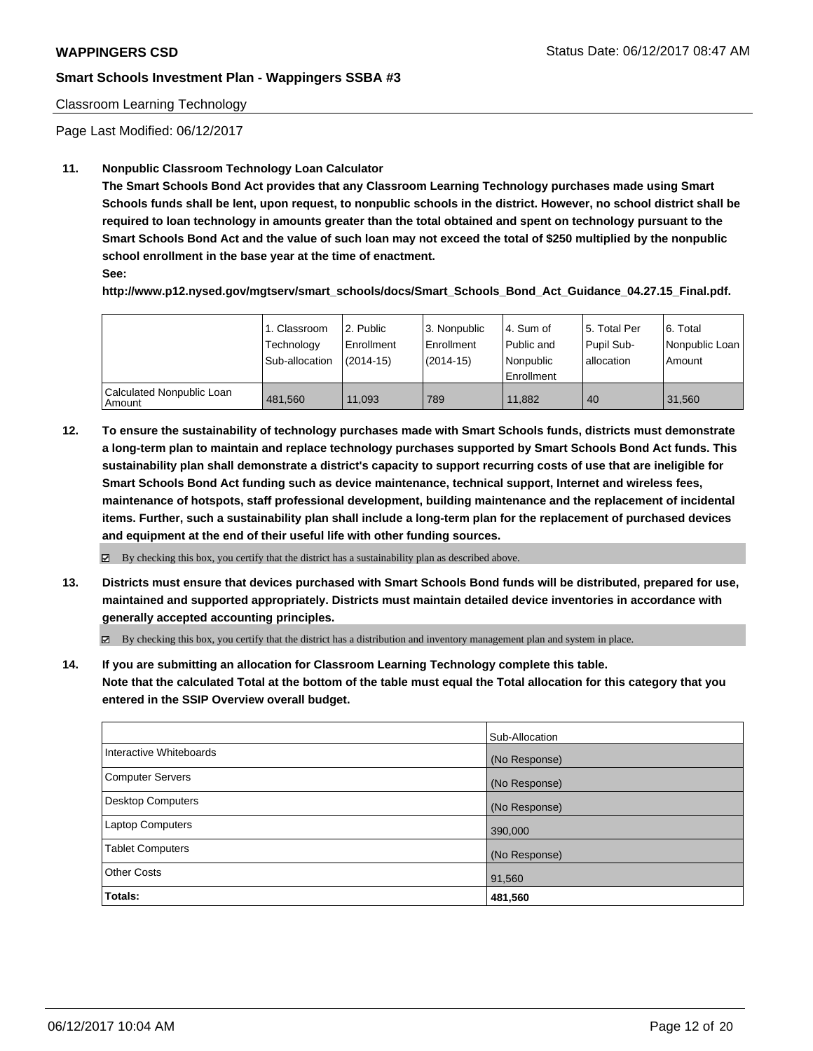Classroom Learning Technology

Page Last Modified: 06/12/2017

**11. Nonpublic Classroom Technology Loan Calculator**

**The Smart Schools Bond Act provides that any Classroom Learning Technology purchases made using Smart Schools funds shall be lent, upon request, to nonpublic schools in the district. However, no school district shall be required to loan technology in amounts greater than the total obtained and spent on technology pursuant to the Smart Schools Bond Act and the value of such loan may not exceed the total of $250 multiplied by the nonpublic school enrollment in the base year at the time of enactment.**

**See:**

**http://www.p12.nysed.gov/mgtserv/smart_schools/docs/Smart_Schools_Bond_Act_Guidance_04.27.15_Final.pdf.**

| | 1. Classroom Technology Sub-allocation | 2. Public Enrollment (2014-15) | 3. Nonpublic Enrollment (2014-15) | 4. Sum of Public and Nonpublic Enrollment | 5. Total Per Pupil Sub-allocation | 6. Total Nonpublic Loan Amount |
|---|---|---|---|---|---|---|
| Calculated Nonpublic Loan Amount | 481,560 | 11,093 | 789 | 11,882 | 40 | 31,560 |

**12. To ensure the sustainability of technology purchases made with Smart Schools funds, districts must demonstrate a long-term plan to maintain and replace technology purchases supported by Smart Schools Bond Act funds. This sustainability plan shall demonstrate a district's capacity to support recurring costs of use that are ineligible for Smart Schools Bond Act funding such as device maintenance, technical support, Internet and wireless fees, maintenance of hotspots, staff professional development, building maintenance and the replacement of incidental items. Further, such a sustainability plan shall include a long-term plan for the replacement of purchased devices and equipment at the end of their useful life with other funding sources.**

☑ By checking this box, you certify that the district has a sustainability plan as described above.

**13. Districts must ensure that devices purchased with Smart Schools Bond funds will be distributed, prepared for use, maintained and supported appropriately. Districts must maintain detailed device inventories in accordance with generally accepted accounting principles.**

☑ By checking this box, you certify that the district has a distribution and inventory management plan and system in place.

**14. If you are submitting an allocation for Classroom Learning Technology complete this table. Note that the calculated Total at the bottom of the table must equal the Total allocation for this category that you entered in the SSIP Overview overall budget.**

| | Sub-Allocation |
|---|---|
| Interactive Whiteboards | (No Response) |
| Computer Servers | (No Response) |
| Desktop Computers | (No Response) |
| Laptop Computers | 390,000 |
| Tablet Computers | (No Response) |
| Other Costs | 91,560 |
| **Totals:** | **481,560** |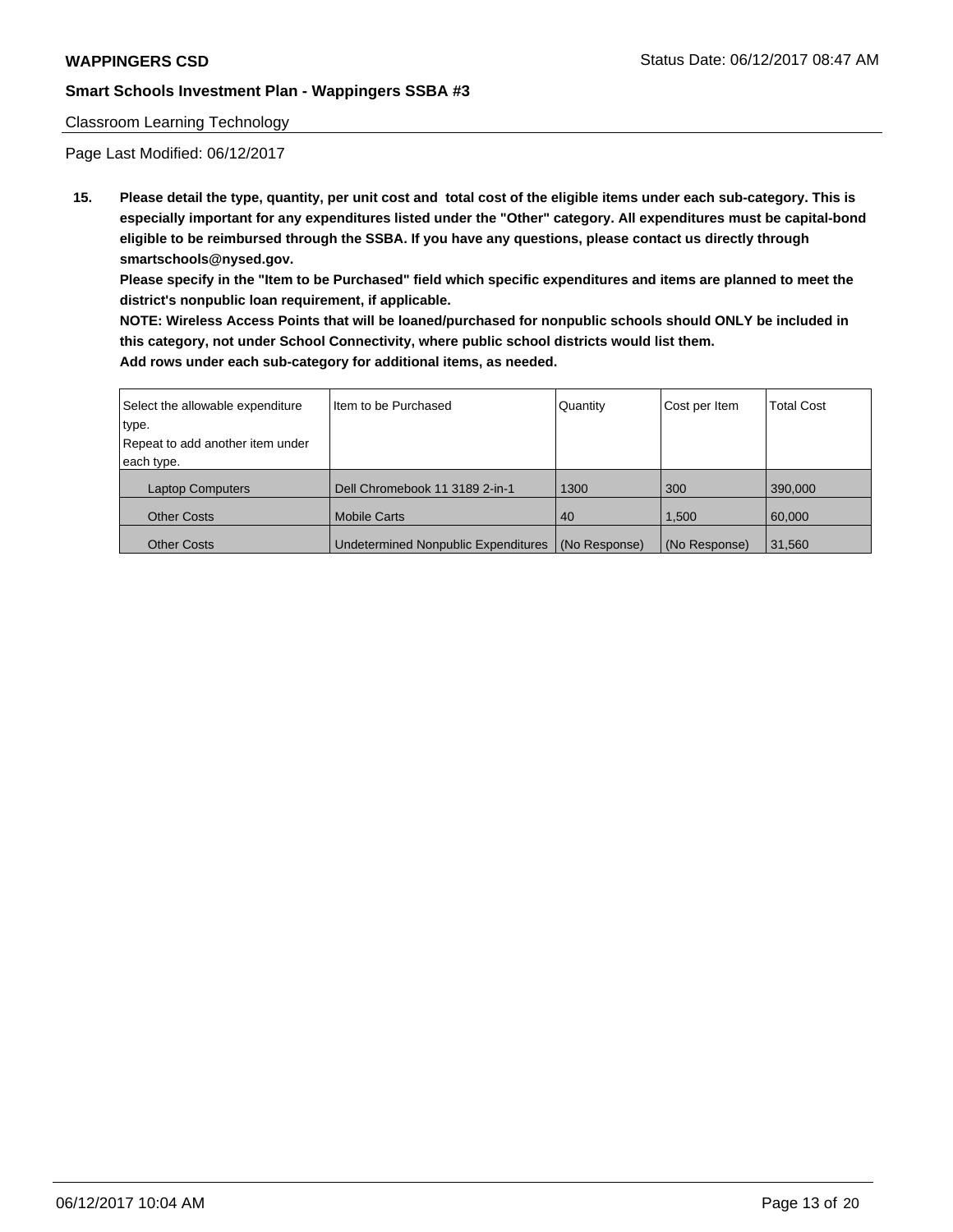Classroom Learning Technology

Page Last Modified: 06/12/2017

**15. Please detail the type, quantity, per unit cost and total cost of the eligible items under each sub-category. This is especially important for any expenditures listed under the "Other" category. All expenditures must be capital-bond eligible to be reimbursed through the SSBA. If you have any questions, please contact us directly through smartschools@nysed.gov.**

**Please specify in the "Item to be Purchased" field which specific expenditures and items are planned to meet the district's nonpublic loan requirement, if applicable.**

**NOTE: Wireless Access Points that will be loaned/purchased for nonpublic schools should ONLY be included in this category, not under School Connectivity, where public school districts would list them.**

**Add rows under each sub-category for additional items, as needed.**

| Select the allowable expenditure type. Repeat to add another item under each type. | Item to be Purchased | Quantity | Cost per Item | Total Cost |
|---|---|---|---|---|
| Laptop Computers | Dell Chromebook 11 3189 2-in-1 | 1300 | 300 | 390,000 |
| Other Costs | Mobile Carts | 40 | 1,500 | 60,000 |
| Other Costs | Undetermined Nonpublic Expenditures | (No Response) | (No Response) | 31,560 |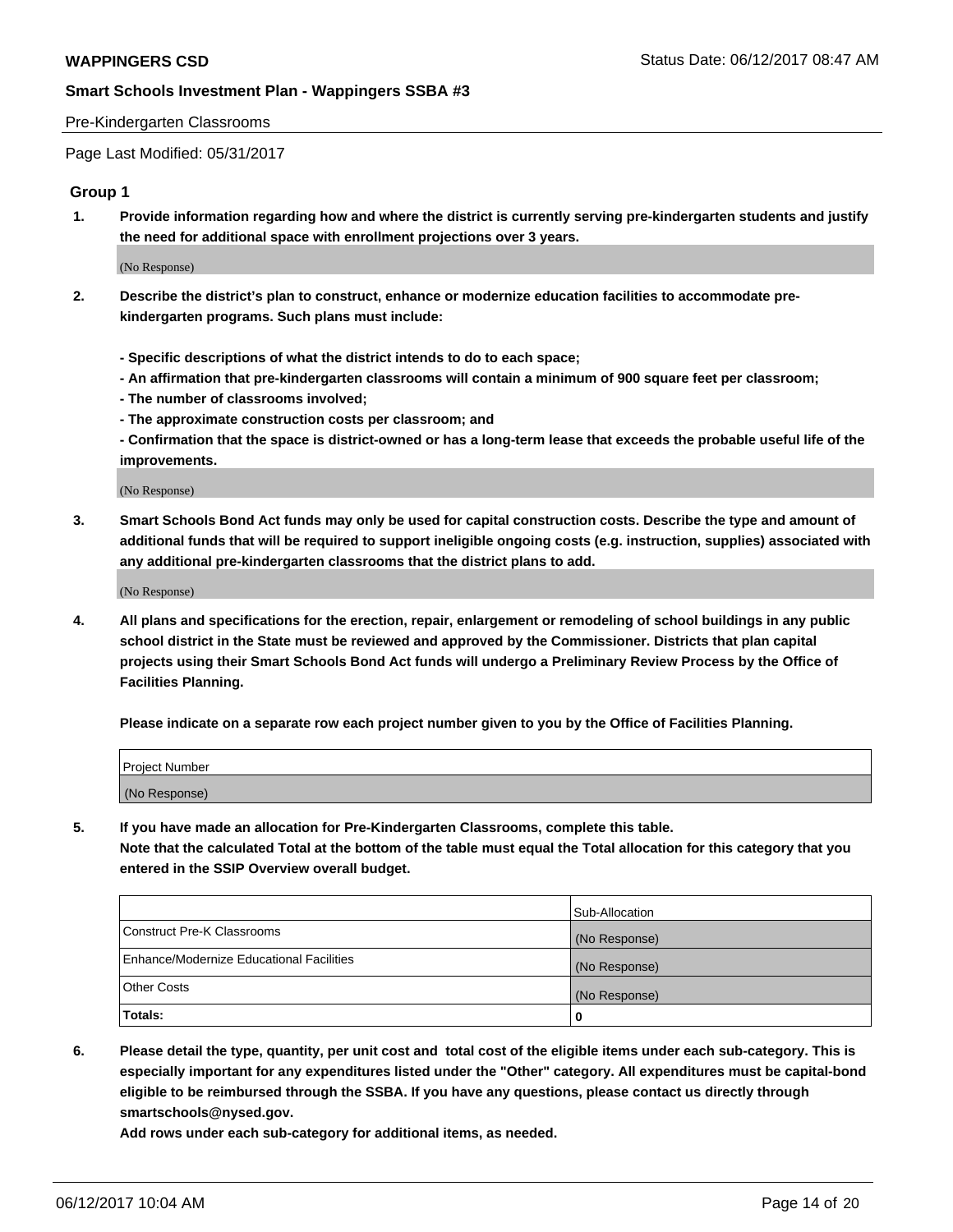Pre-Kindergarten Classrooms

Page Last Modified: 05/31/2017

## Group 1

**1. Provide information regarding how and where the district is currently serving pre-kindergarten students and justify the need for additional space with enrollment projections over 3 years.**

(No Response)

**2. Describe the district's plan to construct, enhance or modernize education facilities to accommodate pre-kindergarten programs. Such plans must include:**

**- Specific descriptions of what the district intends to do to each space;**
**- An affirmation that pre-kindergarten classrooms will contain a minimum of 900 square feet per classroom;**
**- The number of classrooms involved;**
**- The approximate construction costs per classroom; and**
**- Confirmation that the space is district-owned or has a long-term lease that exceeds the probable useful life of the improvements.**

(No Response)

**3. Smart Schools Bond Act funds may only be used for capital construction costs. Describe the type and amount of additional funds that will be required to support ineligible ongoing costs (e.g. instruction, supplies) associated with any additional pre-kindergarten classrooms that the district plans to add.**

(No Response)

**4. All plans and specifications for the erection, repair, enlargement or remodeling of school buildings in any public school district in the State must be reviewed and approved by the Commissioner. Districts that plan capital projects using their Smart Schools Bond Act funds will undergo a Preliminary Review Process by the Office of Facilities Planning.**

**Please indicate on a separate row each project number given to you by the Office of Facilities Planning.**

| Project Number |
| --- |
| (No Response) |

**5. If you have made an allocation for Pre-Kindergarten Classrooms, complete this table.**
**Note that the calculated Total at the bottom of the table must equal the Total allocation for this category that you entered in the SSIP Overview overall budget.**

| | Sub-Allocation |
| --- | --- |
| Construct Pre-K Classrooms | (No Response) |
| Enhance/Modernize Educational Facilities | (No Response) |
| Other Costs | (No Response) |
| **Totals:** | **0** |

**6. Please detail the type, quantity, per unit cost and total cost of the eligible items under each sub-category. This is especially important for any expenditures listed under the "Other" category. All expenditures must be capital-bond eligible to be reimbursed through the SSBA. If you have any questions, please contact us directly through smartschools@nysed.gov.**

**Add rows under each sub-category for additional items, as needed.**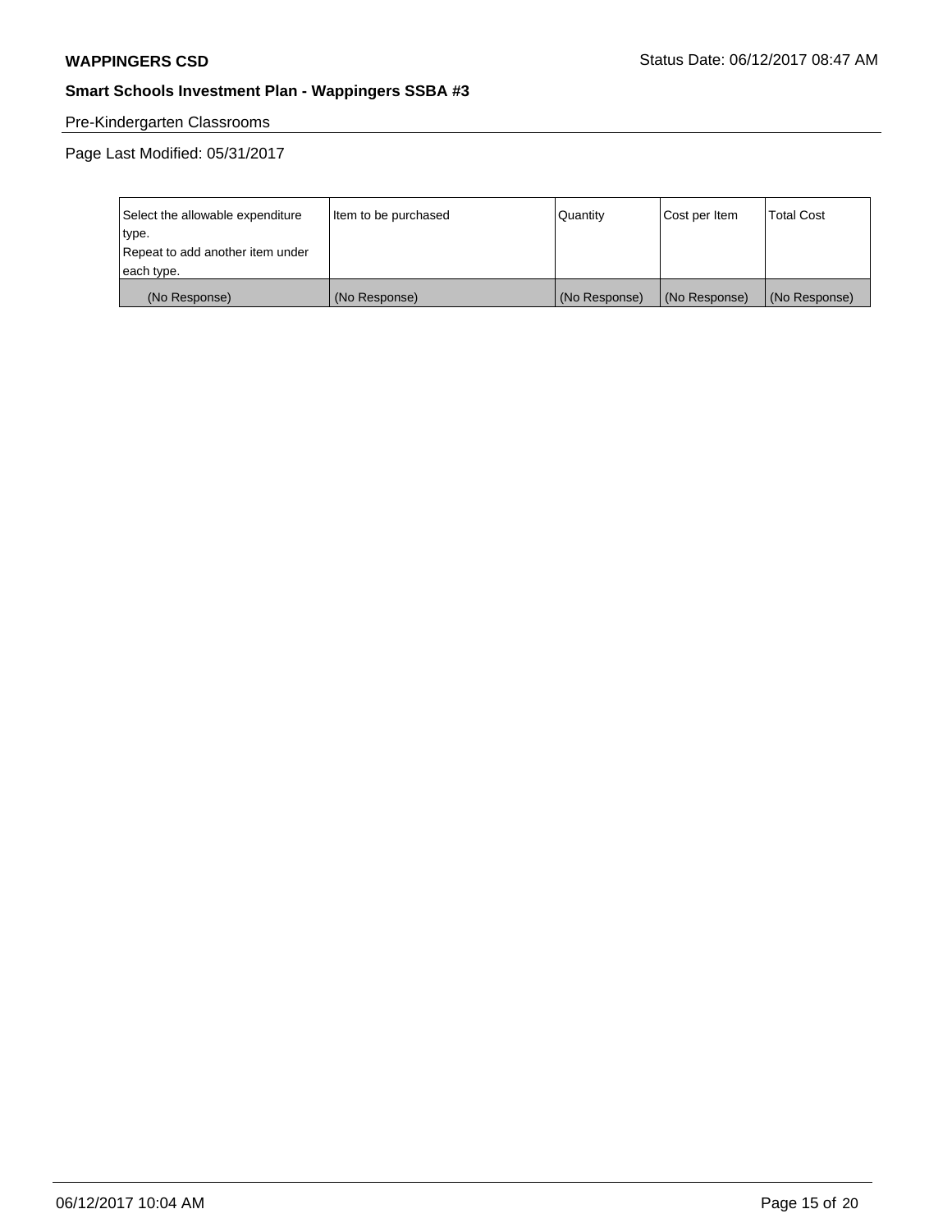Pre-Kindergarten Classrooms

Page Last Modified: 05/31/2017

| Select the allowable expenditure type.<br>Repeat to add another item under each type. | Item to be purchased | Quantity | Cost per Item | Total Cost |
|---|---|---|---|---|
| (No Response) | (No Response) | (No Response) | (No Response) | (No Response) |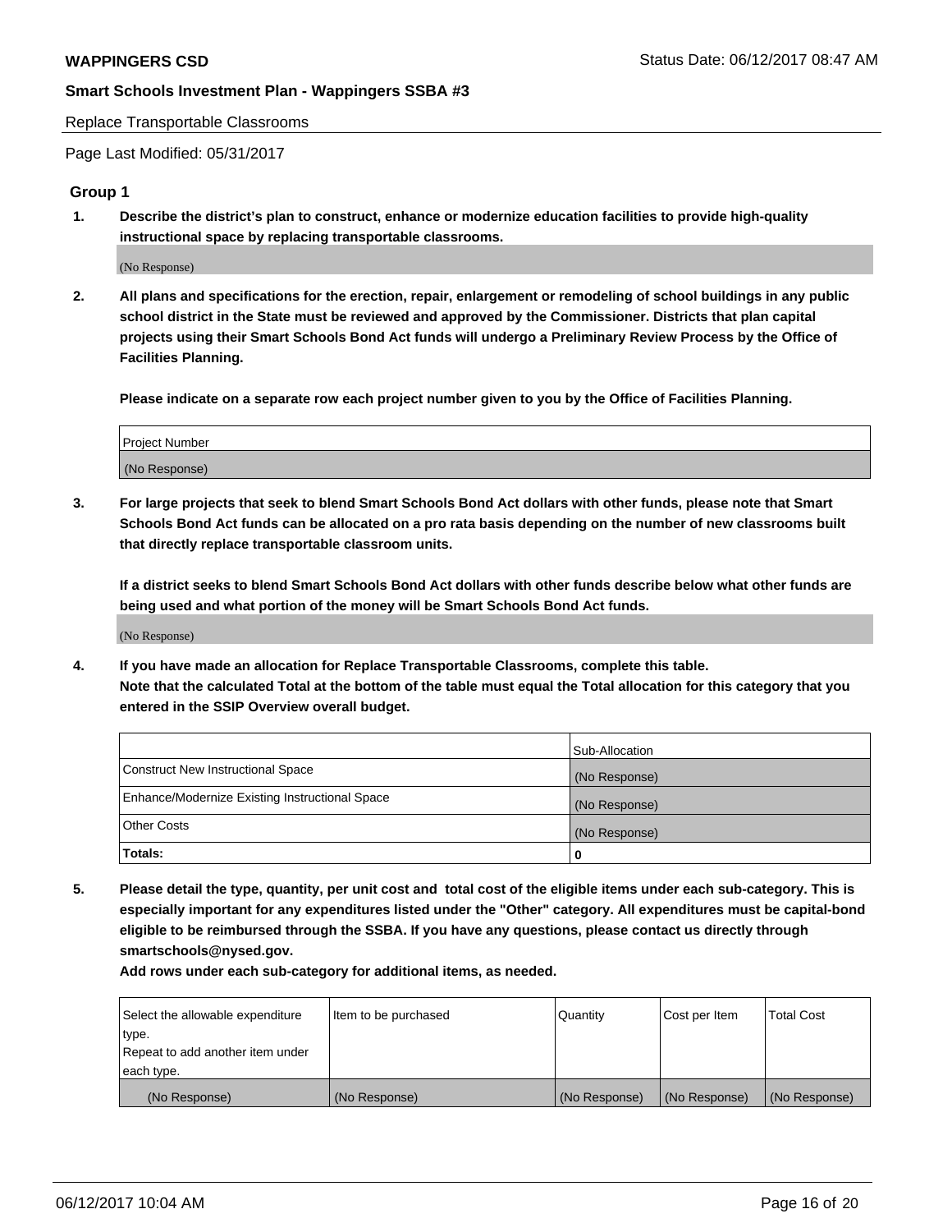Replace Transportable Classrooms

Page Last Modified: 05/31/2017

### Group 1

**1. Describe the district's plan to construct, enhance or modernize education facilities to provide high-quality instructional space by replacing transportable classrooms.**

(No Response)

**2. All plans and specifications for the erection, repair, enlargement or remodeling of school buildings in any public school district in the State must be reviewed and approved by the Commissioner. Districts that plan capital projects using their Smart Schools Bond Act funds will undergo a Preliminary Review Process by the Office of Facilities Planning.**

**Please indicate on a separate row each project number given to you by the Office of Facilities Planning.**

| Project Number |
| --- |
| (No Response) |

**3. For large projects that seek to blend Smart Schools Bond Act dollars with other funds, please note that Smart Schools Bond Act funds can be allocated on a pro rata basis depending on the number of new classrooms built that directly replace transportable classroom units.**

**If a district seeks to blend Smart Schools Bond Act dollars with other funds describe below what other funds are being used and what portion of the money will be Smart Schools Bond Act funds.**

(No Response)

**4. If you have made an allocation for Replace Transportable Classrooms, complete this table. Note that the calculated Total at the bottom of the table must equal the Total allocation for this category that you entered in the SSIP Overview overall budget.**

| | Sub-Allocation |
| --- | --- |
| Construct New Instructional Space | (No Response) |
| Enhance/Modernize Existing Instructional Space | (No Response) |
| Other Costs | (No Response) |
| **Totals:** | **0** |

**5. Please detail the type, quantity, per unit cost and total cost of the eligible items under each sub-category. This is especially important for any expenditures listed under the "Other" category. All expenditures must be capital-bond eligible to be reimbursed through the SSBA. If you have any questions, please contact us directly through smartschools@nysed.gov.**

**Add rows under each sub-category for additional items, as needed.**

| Select the allowable expenditure type. Repeat to add another item under each type. | Item to be purchased | Quantity | Cost per Item | Total Cost |
| --- | --- | --- | --- | --- |
| (No Response) | (No Response) | (No Response) | (No Response) | (No Response) |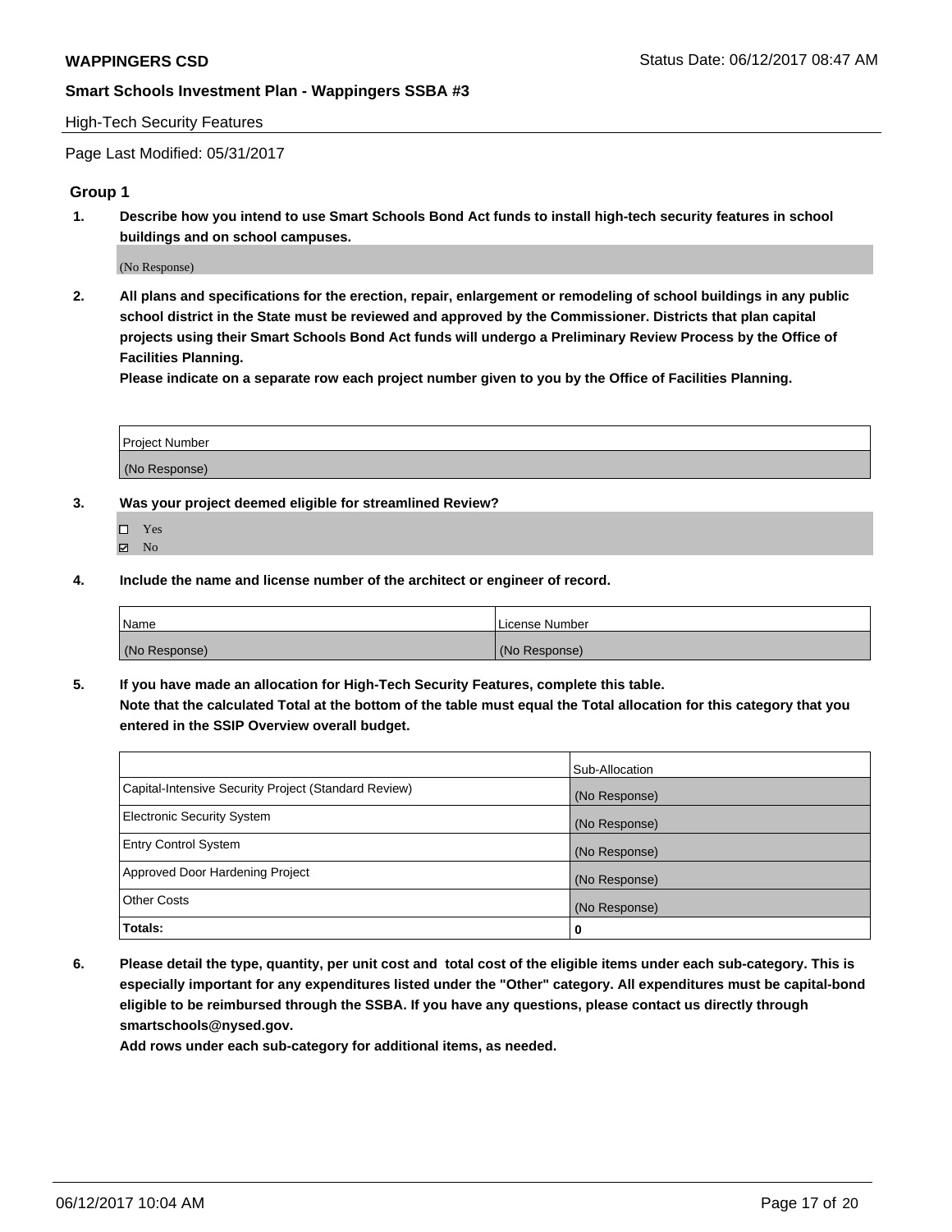**WAPPINGERS CSD** Status Date: 06/12/2017 08:47 AM

**Smart Schools Investment Plan - Wappingers SSBA #3**

High-Tech Security Features

Page Last Modified: 05/31/2017

### Group 1

1. **Describe how you intend to use Smart Schools Bond Act funds to install high-tech security features in school buildings and on school campuses.**

   (No Response)

2. **All plans and specifications for the erection, repair, enlargement or remodeling of school buildings in any public school district in the State must be reviewed and approved by the Commissioner. Districts that plan capital projects using their Smart Schools Bond Act funds will undergo a Preliminary Review Process by the Office of Facilities Planning.**
   **Please indicate on a separate row each project number given to you by the Office of Facilities Planning.**

| Project Number |
|---|
| (No Response) |

3. **Was your project deemed eligible for streamlined Review?**

   ☐ Yes
   ☑ No

4. **Include the name and license number of the architect or engineer of record.**

| Name | License Number |
|---|---|
| (No Response) | (No Response) |

5. **If you have made an allocation for High-Tech Security Features, complete this table.**
   **Note that the calculated Total at the bottom of the table must equal the Total allocation for this category that you entered in the SSIP Overview overall budget.**

| | Sub-Allocation |
|---|---|
| Capital-Intensive Security Project (Standard Review) | (No Response) |
| Electronic Security System | (No Response) |
| Entry Control System | (No Response) |
| Approved Door Hardening Project | (No Response) |
| Other Costs | (No Response) |
| **Totals:** | **0** |

6. **Please detail the type, quantity, per unit cost and total cost of the eligible items under each sub-category. This is especially important for any expenditures listed under the "Other" category. All expenditures must be capital-bond eligible to be reimbursed through the SSBA. If you have any questions, please contact us directly through smartschools@nysed.gov.**
   **Add rows under each sub-category for additional items, as needed.**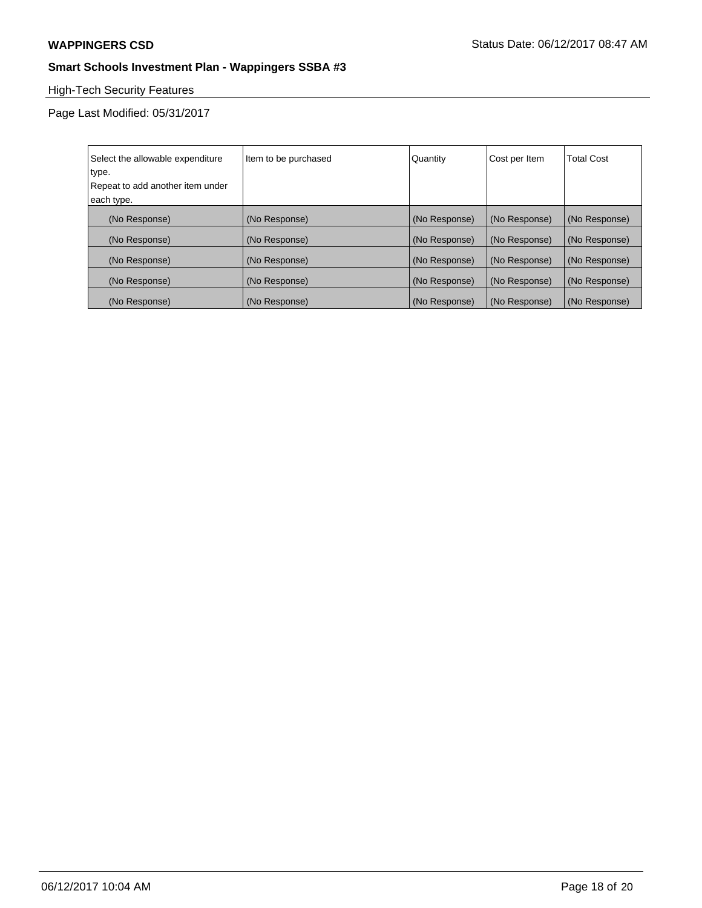## High-Tech Security Features

Page Last Modified: 05/31/2017

| Select the allowable expenditure type. Repeat to add another item under each type. | Item to be purchased | Quantity | Cost per Item | Total Cost |
|---|---|---|---|---|
| (No Response) | (No Response) | (No Response) | (No Response) | (No Response) |
| (No Response) | (No Response) | (No Response) | (No Response) | (No Response) |
| (No Response) | (No Response) | (No Response) | (No Response) | (No Response) |
| (No Response) | (No Response) | (No Response) | (No Response) | (No Response) |
| (No Response) | (No Response) | (No Response) | (No Response) | (No Response) |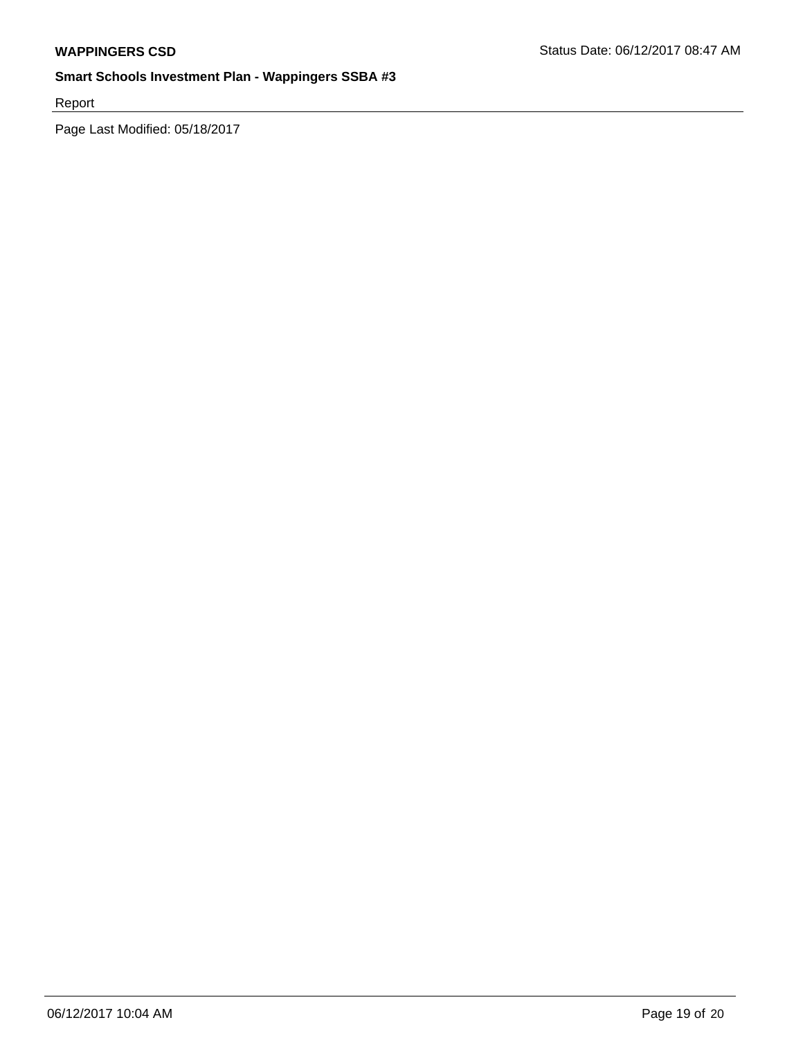Report

Page Last Modified: 05/18/2017